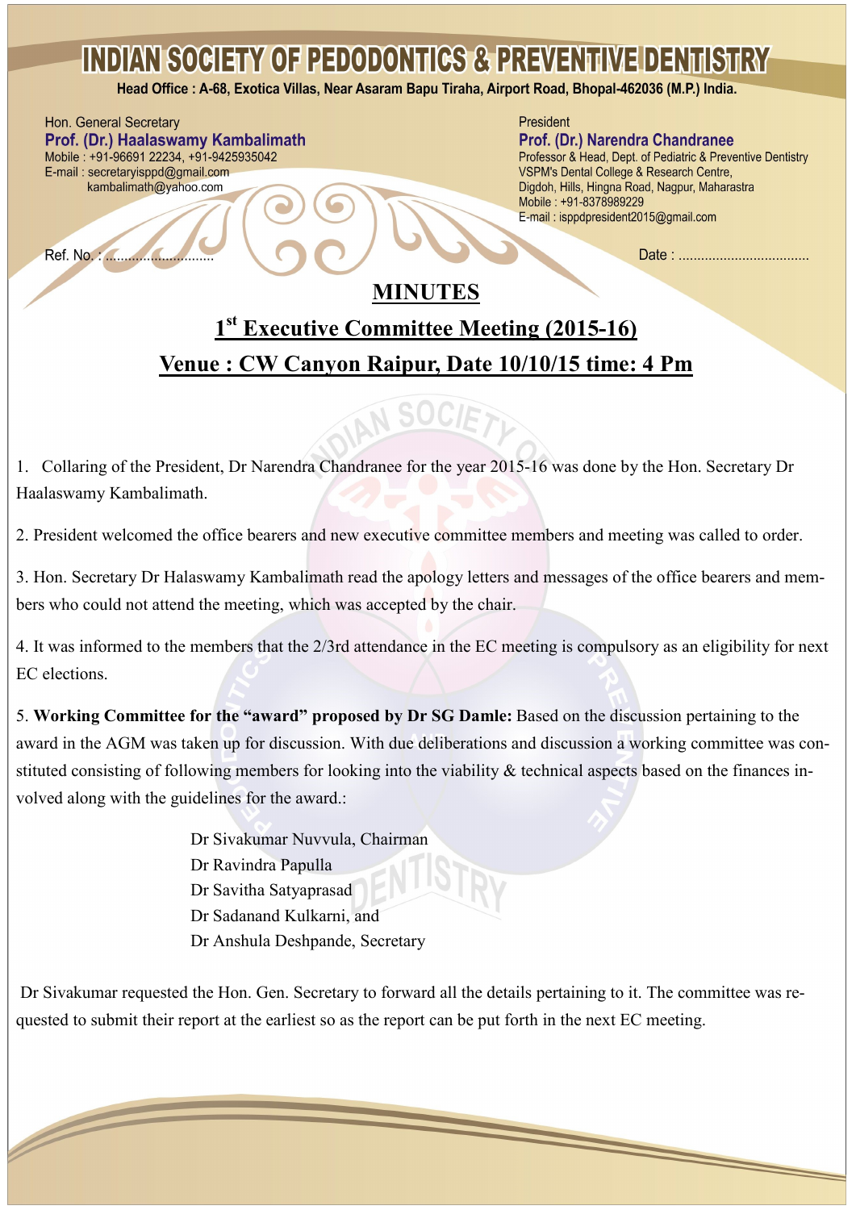# INDIAN SOCIETY OF PEDODONTICS & PREVENTIVE DENTISTRY

**Head Office : A-68, Exotica Villas, Near Asaram Bapu Tiraha, Airport Road, Bhopal-462036 (M.P.) India.**

Hon. General Secretary
**Prof. (Dr.) Haalaswamy Kambalimath**
Mobile : +91-96691 22234, +91-9425935042
E-mail : secretaryisppd@gmail.com
kambalimath@yahoo.com

President
**Prof. (Dr.) Narendra Chandranee**
Professor & Head, Dept. of Pediatric & Preventive Dentistry
VSPM's Dental College & Research Centre,
Digdoh, Hills, Hingna Road, Nagpur, Maharastra
Mobile : +91-8378989229
E-mail : isppdpresident2015@gmail.com

Ref. No. : ..............................

Date : ..................................

## MINUTES

## 1st Executive Committee Meeting (2015-16)

## Venue : CW Canyon Raipur, Date 10/10/15 time: 4 Pm

1. Collaring of the President, Dr Narendra Chandranee for the year 2015-16 was done by the Hon. Secretary Dr Haalaswamy Kambalimath.

2. President welcomed the office bearers and new executive committee members and meeting was called to order.

3. Hon. Secretary Dr Halaswamy Kambalimath read the apology letters and messages of the office bearers and members who could not attend the meeting, which was accepted by the chair.

4. It was informed to the members that the 2/3rd attendance in the EC meeting is compulsory as an eligibility for next EC elections.

5. **Working Committee for the "award" proposed by Dr SG Damle:** Based on the discussion pertaining to the award in the AGM was taken up for discussion. With due deliberations and discussion a working committee was constituted consisting of following members for looking into the viability & technical aspects based on the finances involved along with the guidelines for the award.:

Dr Sivakumar Nuvvula, Chairman
Dr Ravindra Papulla
Dr Savitha Satyaprasad
Dr Sadanand Kulkarni, and
Dr Anshula Deshpande, Secretary

Dr Sivakumar requested the Hon. Gen. Secretary to forward all the details pertaining to it. The committee was requested to submit their report at the earliest so as the report can be put forth in the next EC meeting.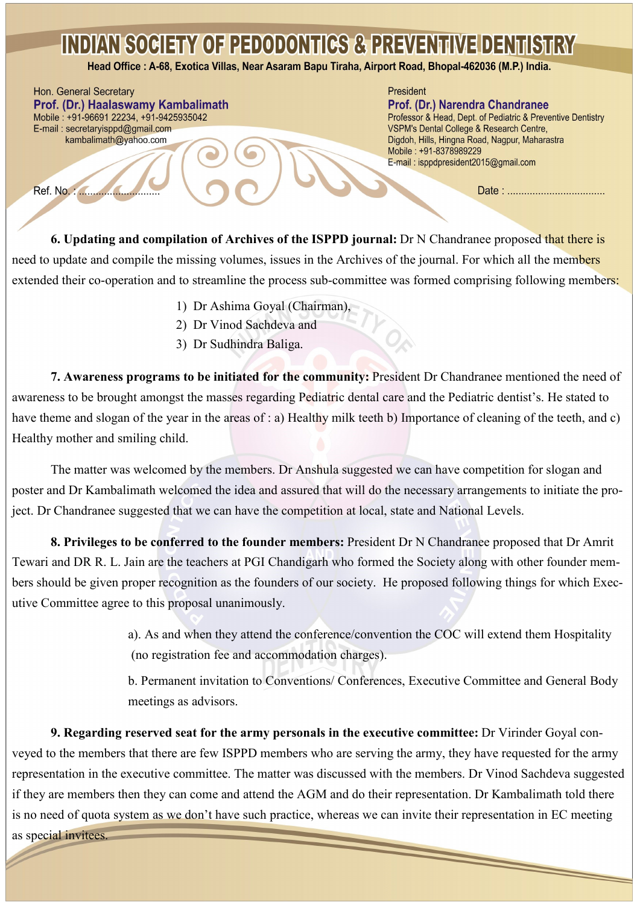# INDIAN SOCIETY OF PEDODONTICS & PREVENTIVE DENTISTRY

**Head Office : A-68, Exotica Villas, Near Asaram Bapu Tiraha, Airport Road, Bhopal-462036 (M.P.) India.**

Hon. General Secretary
**Prof. (Dr.) Haalaswamy Kambalimath**
Mobile : +91-96691 22234, +91-9425935042
E-mail : secretaryisppd@gmail.com
kambalimath@yahoo.com

President
**Prof. (Dr.) Narendra Chandranee**
Professor & Head, Dept. of Pediatric & Preventive Dentistry
VSPM's Dental College & Research Centre,
Digdoh, Hills, Hingna Road, Nagpur, Maharastra
Mobile : +91-8378989229
E-mail : isppdpresident2015@gmail.com

Ref. No. : ..............................

Date : ...................................

**6. Updating and compilation of Archives of the ISPPD journal:** Dr N Chandranee proposed that there is need to update and compile the missing volumes, issues in the Archives of the journal. For which all the members extended their co-operation and to streamline the process sub-committee was formed comprising following members:

1) Dr Ashima Goyal (Chairman),
2) Dr Vinod Sachdeva and
3) Dr Sudhindra Baliga.

**7. Awareness programs to be initiated for the community:** President Dr Chandranee mentioned the need of awareness to be brought amongst the masses regarding Pediatric dental care and the Pediatric dentist's. He stated to have theme and slogan of the year in the areas of : a) Healthy milk teeth b) Importance of cleaning of the teeth, and c) Healthy mother and smiling child.

The matter was welcomed by the members. Dr Anshula suggested we can have competition for slogan and poster and Dr Kambalimath welcomed the idea and assured that will do the necessary arrangements to initiate the project. Dr Chandranee suggested that we can have the competition at local, state and National Levels.

**8. Privileges to be conferred to the founder members:** President Dr N Chandranee proposed that Dr Amrit Tewari and DR R. L. Jain are the teachers at PGI Chandigarh who formed the Society along with other founder members should be given proper recognition as the founders of our society. He proposed following things for which Executive Committee agree to this proposal unanimously.

a). As and when they attend the conference/convention the COC will extend them Hospitality (no registration fee and accommodation charges).

b. Permanent invitation to Conventions/ Conferences, Executive Committee and General Body meetings as advisors.

**9. Regarding reserved seat for the army personals in the executive committee:** Dr Virinder Goyal conveyed to the members that there are few ISPPD members who are serving the army, they have requested for the army representation in the executive committee. The matter was discussed with the members. Dr Vinod Sachdeva suggested if they are members then they can come and attend the AGM and do their representation. Dr Kambalimath told there is no need of quota system as we don't have such practice, whereas we can invite their representation in EC meeting as special invitees.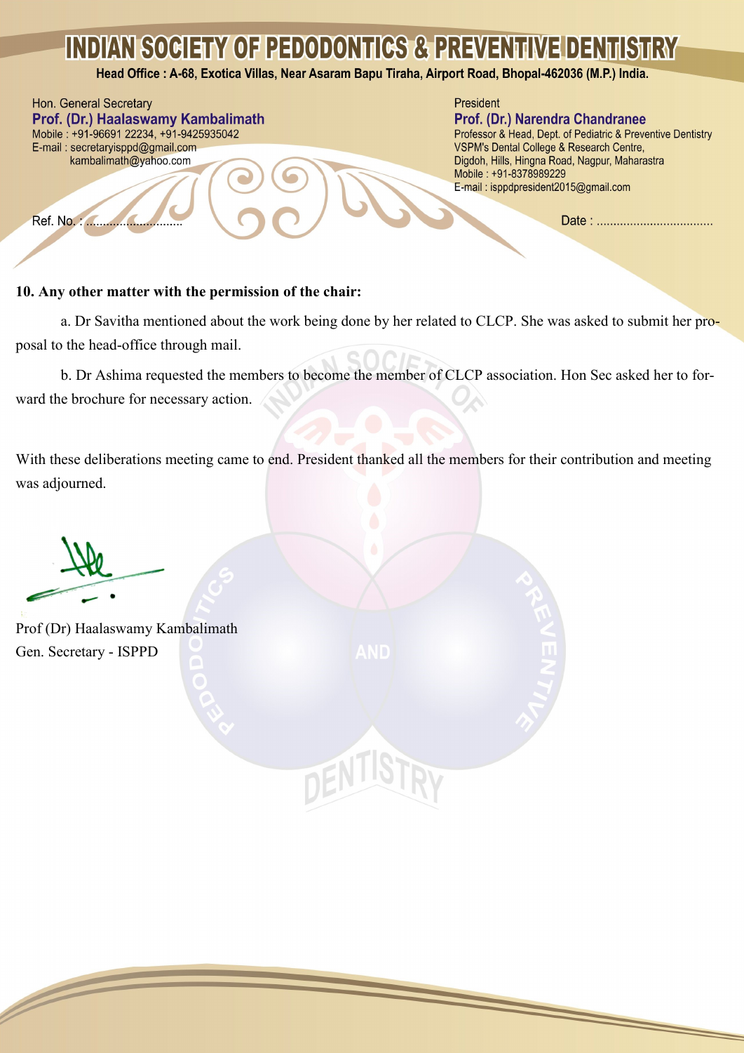# INDIAN SOCIETY OF PEDODONTICS & PREVENTIVE DENTISTRY

**Head Office : A-68, Exotica Villas, Near Asaram Bapu Tiraha, Airport Road, Bhopal-462036 (M.P.) India.**

Hon. General Secretary
**Prof. (Dr.) Haalaswamy Kambalimath**
Mobile : +91-96691 22234, +91-9425935042
E-mail : secretaryisppd@gmail.com
kambalimath@yahoo.com

President
**Prof. (Dr.) Narendra Chandranee**
Professor & Head, Dept. of Pediatric & Preventive Dentistry
VSPM's Dental College & Research Centre,
Digdoh, Hills, Hingna Road, Nagpur, Maharastra
Mobile : +91-8378989229
E-mail : isppdpresident2015@gmail.com

Ref. No. : ............................

Date : ..................................

**10. Any other matter with the permission of the chair:**

a. Dr Savitha mentioned about the work being done by her related to CLCP. She was asked to submit her proposal to the head-office through mail.

b. Dr Ashima requested the members to become the member of CLCP association. Hon Sec asked her to forward the brochure for necessary action.

With these deliberations meeting came to end. President thanked all the members for their contribution and meeting was adjourned.

Prof (Dr) Haalaswamy Kambalimath
Gen. Secretary - ISPPD